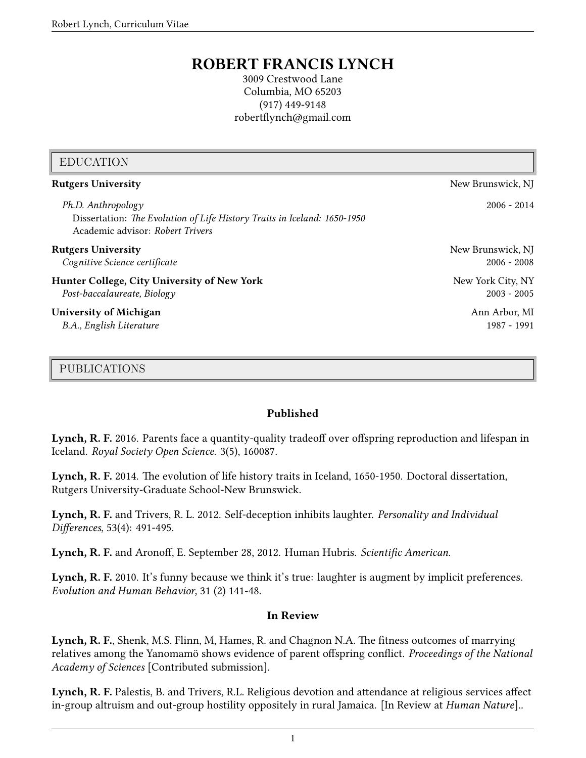# ROBERT FRANCIS LYNCH

3009 Crestwood Lane
Columbia, MO 65203
(917) 449-9148
robertflynch@gmail.com

## EDUCATION

**Rutgers University** — New Brunswick, NJ

*Ph.D. Anthropology* — 2006 - 2014
Dissertation: *The Evolution of Life History Traits in Iceland: 1650-1950*
Academic advisor: *Robert Trivers*

**Rutgers University** — New Brunswick, NJ
*Cognitive Science certificate* — 2006 - 2008

**Hunter College, City University of New York** — New York City, NY
*Post-baccalaureate, Biology* — 2003 - 2005

**University of Michigan** — Ann Arbor, MI
*B.A., English Literature* — 1987 - 1991

## PUBLICATIONS

### Published

**Lynch, R. F.** 2016. Parents face a quantity-quality tradeoff over offspring reproduction and lifespan in Iceland. *Royal Society Open Science.* 3(5), 160087.

**Lynch, R. F.** 2014. The evolution of life history traits in Iceland, 1650-1950. Doctoral dissertation, Rutgers University-Graduate School-New Brunswick.

**Lynch, R. F.** and Trivers, R. L. 2012. Self-deception inhibits laughter. *Personality and Individual Differences*, 53(4): 491-495.

**Lynch, R. F.** and Aronoff, E. September 28, 2012. Human Hubris. *Scientific American.*

**Lynch, R. F.** 2010. It's funny because we think it's true: laughter is augment by implicit preferences. *Evolution and Human Behavior*, 31 (2) 141-48.

### In Review

**Lynch, R. F.**, Shenk, M.S. Flinn, M, Hames, R. and Chagnon N.A. The fitness outcomes of marrying relatives among the Yanomamö shows evidence of parent offspring conflict. *Proceedings of the National Academy of Sciences* [Contributed submission].

**Lynch, R. F.** Palestis, B. and Trivers, R.L. Religious devotion and attendance at religious services affect in-group altruism and out-group hostility oppositely in rural Jamaica. [In Review at *Human Nature*]..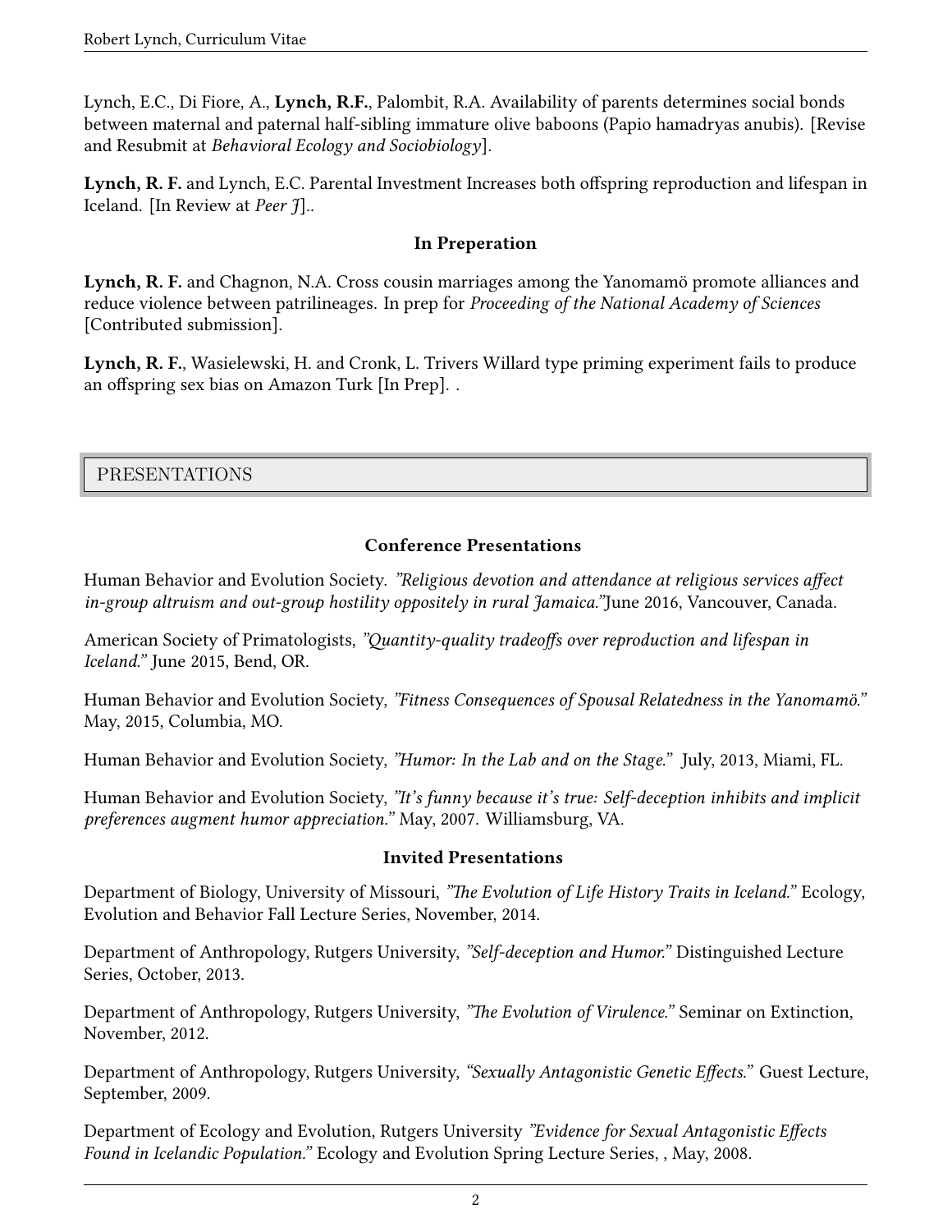Lynch, E.C., Di Fiore, A., **Lynch, R.F.**, Palombit, R.A. Availability of parents determines social bonds between maternal and paternal half-sibling immature olive baboons (Papio hamadryas anubis). [Revise and Resubmit at *Behavioral Ecology and Sociobiology*].

**Lynch, R. F.** and Lynch, E.C. Parental Investment Increases both offspring reproduction and lifespan in Iceland. [In Review at *Peer J*]..

### In Preperation

**Lynch, R. F.** and Chagnon, N.A. Cross cousin marriages among the Yanomamö promote alliances and reduce violence between patrilineages. In prep for *Proceeding of the National Academy of Sciences* [Contributed submission].

**Lynch, R. F.**, Wasielewski, H. and Cronk, L. Trivers Willard type priming experiment fails to produce an offspring sex bias on Amazon Turk [In Prep]. .

## PRESENTATIONS

### Conference Presentations

Human Behavior and Evolution Society. *"Religious devotion and attendance at religious services affect in-group altruism and out-group hostility oppositely in rural Jamaica."*June 2016, Vancouver, Canada.

American Society of Primatologists, *"Quantity-quality tradeoffs over reproduction and lifespan in Iceland."* June 2015, Bend, OR.

Human Behavior and Evolution Society, *"Fitness Consequences of Spousal Relatedness in the Yanomamö."* May, 2015, Columbia, MO.

Human Behavior and Evolution Society, *"Humor: In the Lab and on the Stage."* July, 2013, Miami, FL.

Human Behavior and Evolution Society, *"It's funny because it's true: Self-deception inhibits and implicit preferences augment humor appreciation."* May, 2007. Williamsburg, VA.

### Invited Presentations

Department of Biology, University of Missouri, *"The Evolution of Life History Traits in Iceland."* Ecology, Evolution and Behavior Fall Lecture Series, November, 2014.

Department of Anthropology, Rutgers University, *"Self-deception and Humor."* Distinguished Lecture Series, October, 2013.

Department of Anthropology, Rutgers University, *"The Evolution of Virulence."* Seminar on Extinction, November, 2012.

Department of Anthropology, Rutgers University, *"Sexually Antagonistic Genetic Effects."* Guest Lecture, September, 2009.

Department of Ecology and Evolution, Rutgers University *"Evidence for Sexual Antagonistic Effects Found in Icelandic Population."* Ecology and Evolution Spring Lecture Series, , May, 2008.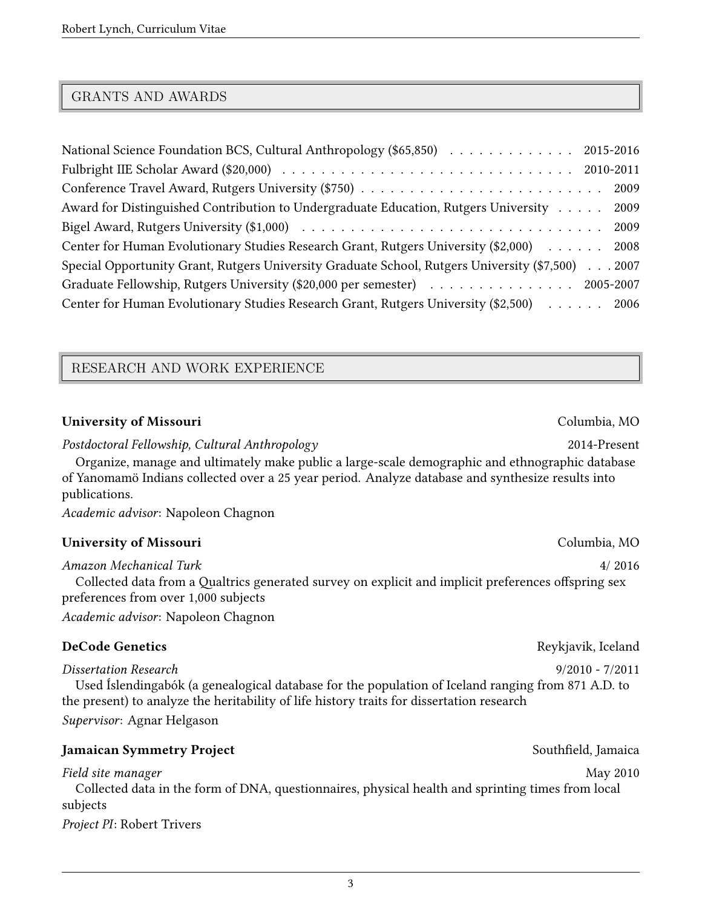## GRANTS AND AWARDS

National Science Foundation BCS, Cultural Anthropology ($65,850) . . . . . . . . . . . . . 2015-2016
Fulbright IIE Scholar Award ($20,000) . . . . . . . . . . . . . . . . . . . . . . . . . . . . . . . . 2010-2011
Conference Travel Award, Rutgers University ($750) . . . . . . . . . . . . . . . . . . . . . . . . . 2009
Award for Distinguished Contribution to Undergraduate Education, Rutgers University . . . . . 2009
Bigel Award, Rutgers University ($1,000) . . . . . . . . . . . . . . . . . . . . . . . . . . . . . . 2009
Center for Human Evolutionary Studies Research Grant, Rutgers University ($2,000) . . . . . . 2008
Special Opportunity Grant, Rutgers University Graduate School, Rutgers University ($7,500) . . . 2007
Graduate Fellowship, Rutgers University ($20,000 per semester) . . . . . . . . . . . . . . . 2005-2007
Center for Human Evolutionary Studies Research Grant, Rutgers University ($2,500) . . . . . . 2006

## RESEARCH AND WORK EXPERIENCE

**University of Missouri** — Columbia, MO

*Postdoctoral Fellowship, Cultural Anthropology* — 2014-Present

Organize, manage and ultimately make public a large-scale demographic and ethnographic database of Yanomamö Indians collected over a 25 year period. Analyze database and synthesize results into publications.

*Academic advisor*: Napoleon Chagnon

**University of Missouri** — Columbia, MO

*Amazon Mechanical Turk* — 4/ 2016

Collected data from a Qualtrics generated survey on explicit and implicit preferences offspring sex preferences from over 1,000 subjects

*Academic advisor*: Napoleon Chagnon

**DeCode Genetics** — Reykjavik, Iceland

*Dissertation Research* — 9/2010 - 7/2011

Used Íslendingabók (a genealogical database for the population of Iceland ranging from 871 A.D. to the present) to analyze the heritability of life history traits for dissertation research

*Supervisor*: Agnar Helgason

**Jamaican Symmetry Project** — Southfield, Jamaica

*Field site manager* — May 2010

Collected data in the form of DNA, questionnaires, physical health and sprinting times from local subjects

*Project PI*: Robert Trivers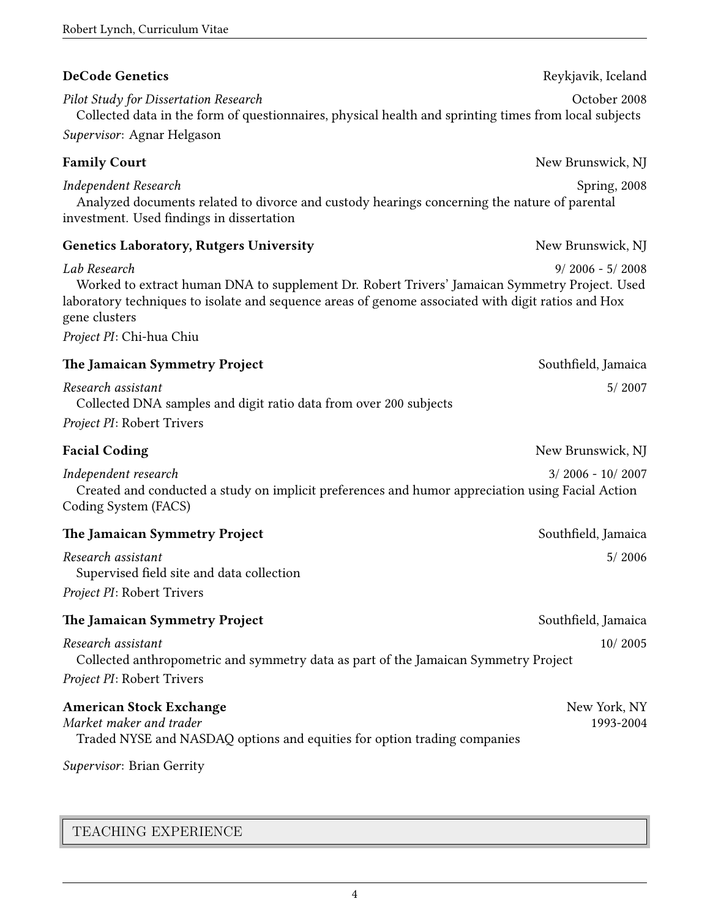**DeCode Genetics** Reykjavik, Iceland

*Pilot Study for Dissertation Research* October 2008

Collected data in the form of questionnaires, physical health and sprinting times from local subjects

*Supervisor*: Agnar Helgason

**Family Court** New Brunswick, NJ

*Independent Research* Spring, 2008

Analyzed documents related to divorce and custody hearings concerning the nature of parental investment. Used findings in dissertation

**Genetics Laboratory, Rutgers University** New Brunswick, NJ

*Lab Research* 9/ 2006 - 5/ 2008

Worked to extract human DNA to supplement Dr. Robert Trivers' Jamaican Symmetry Project. Used laboratory techniques to isolate and sequence areas of genome associated with digit ratios and Hox gene clusters

*Project PI*: Chi-hua Chiu

**The Jamaican Symmetry Project** Southfield, Jamaica

*Research assistant* 5/ 2007

Collected DNA samples and digit ratio data from over 200 subjects

*Project PI*: Robert Trivers

**Facial Coding** New Brunswick, NJ

*Independent research* 3/ 2006 - 10/ 2007

Created and conducted a study on implicit preferences and humor appreciation using Facial Action Coding System (FACS)

**The Jamaican Symmetry Project** Southfield, Jamaica

*Research assistant* 5/ 2006

Supervised field site and data collection

*Project PI*: Robert Trivers

**The Jamaican Symmetry Project** Southfield, Jamaica

*Research assistant* 10/ 2005

Collected anthropometric and symmetry data as part of the Jamaican Symmetry Project

*Project PI*: Robert Trivers

**American Stock Exchange** New York, NY

*Market maker and trader* 1993-2004

Traded NYSE and NASDAQ options and equities for option trading companies

*Supervisor*: Brian Gerrity

## TEACHING EXPERIENCE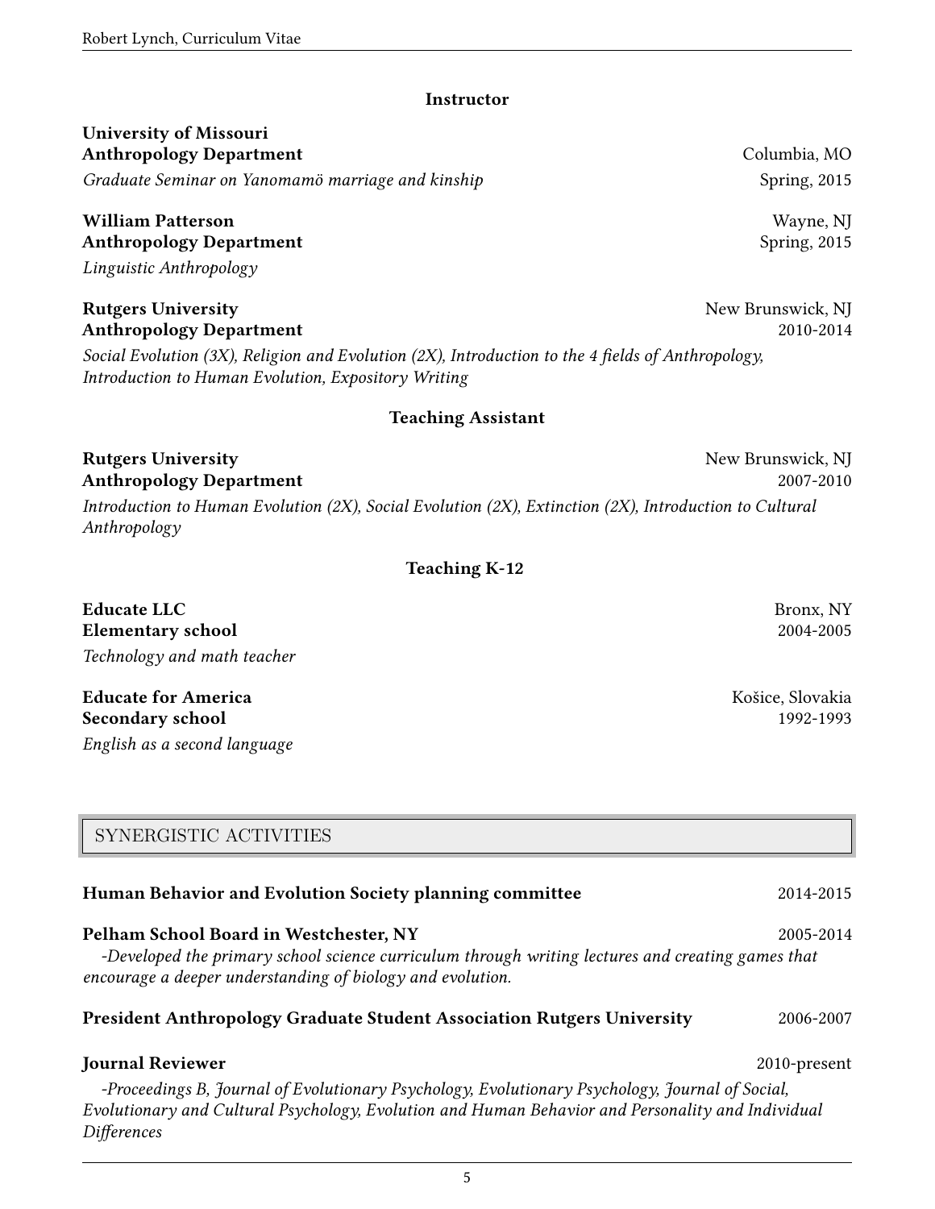### Instructor

**University of Missouri**
**Anthropology Department** — Columbia, MO
*Graduate Seminar on Yanomamö marriage and kinship* — Spring, 2015

**William Patterson** — Wayne, NJ
**Anthropology Department** — Spring, 2015
*Linguistic Anthropology*

**Rutgers University** — New Brunswick, NJ
**Anthropology Department** — 2010-2014
*Social Evolution (3X), Religion and Evolution (2X), Introduction to the 4 fields of Anthropology, Introduction to Human Evolution, Expository Writing*

### Teaching Assistant

**Rutgers University** — New Brunswick, NJ
**Anthropology Department** — 2007-2010
*Introduction to Human Evolution (2X), Social Evolution (2X), Extinction (2X), Introduction to Cultural Anthropology*

### Teaching K-12

**Educate LLC** — Bronx, NY
**Elementary school** — 2004-2005
*Technology and math teacher*

**Educate for America** — Košice, Slovakia
**Secondary school** — 1992-1993
*English as a second language*

## SYNERGISTIC ACTIVITIES

**Human Behavior and Evolution Society planning committee** — 2014-2015

**Pelham School Board in Westchester, NY** — 2005-2014
*-Developed the primary school science curriculum through writing lectures and creating games that encourage a deeper understanding of biology and evolution.*

**President Anthropology Graduate Student Association Rutgers University** — 2006-2007

**Journal Reviewer** — 2010-present
*-Proceedings B, Journal of Evolutionary Psychology, Evolutionary Psychology, Journal of Social, Evolutionary and Cultural Psychology, Evolution and Human Behavior and Personality and Individual Differences*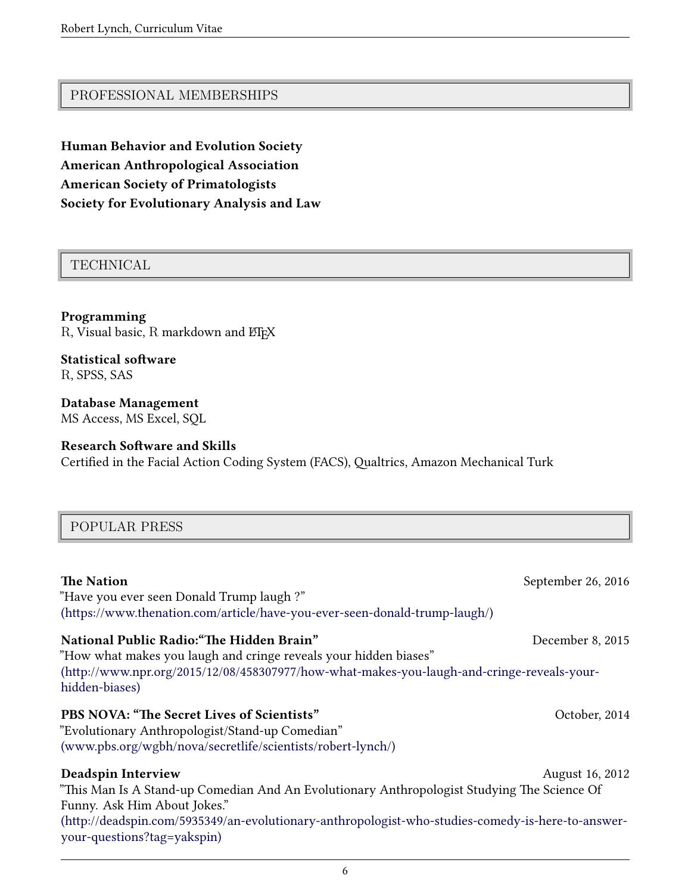## PROFESSIONAL MEMBERSHIPS

**Human Behavior and Evolution Society**
**American Anthropological Association**
**American Society of Primatologists**
**Society for Evolutionary Analysis and Law**

## TECHNICAL

**Programming**
R, Visual basic, R markdown and LaTeX

**Statistical software**
R, SPSS, SAS

**Database Management**
MS Access, MS Excel, SQL

**Research Software and Skills**
Certified in the Facial Action Coding System (FACS), Qualtrics, Amazon Mechanical Turk

## POPULAR PRESS

**The Nation** — September 26, 2016
"Have you ever seen Donald Trump laugh ?"
(https://www.thenation.com/article/have-you-ever-seen-donald-trump-laugh/)

**National Public Radio:"The Hidden Brain"** — December 8, 2015
"How what makes you laugh and cringe reveals your hidden biases"
(http://www.npr.org/2015/12/08/458307977/how-what-makes-you-laugh-and-cringe-reveals-your-hidden-biases)

**PBS NOVA: "The Secret Lives of Scientists"** — October, 2014
"Evolutionary Anthropologist/Stand-up Comedian"
(www.pbs.org/wgbh/nova/secretlife/scientists/robert-lynch/)

**Deadspin Interview** — August 16, 2012
"This Man Is A Stand-up Comedian And An Evolutionary Anthropologist Studying The Science Of Funny. Ask Him About Jokes."
(http://deadspin.com/5935349/an-evolutionary-anthropologist-who-studies-comedy-is-here-to-answer-your-questions?tag=yakspin)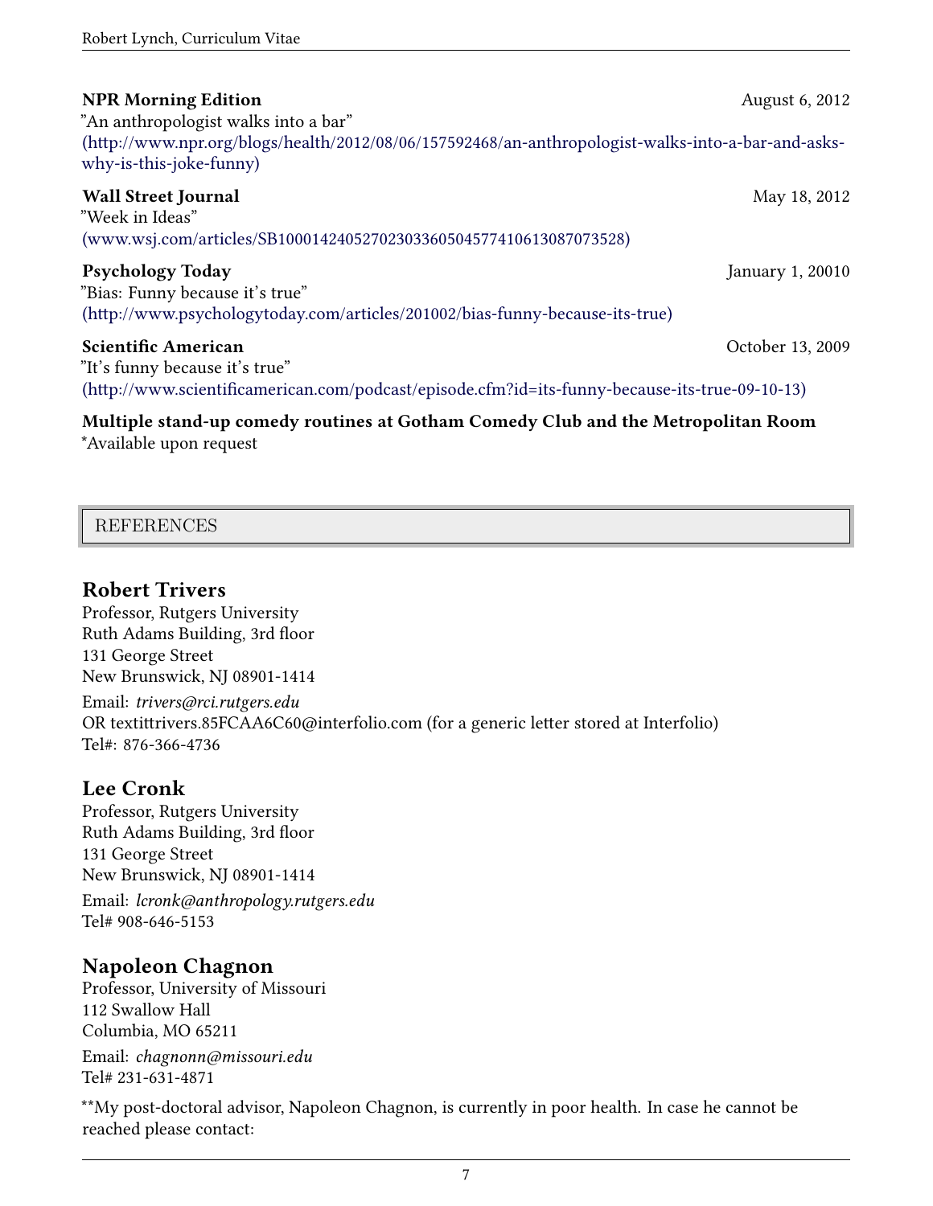**NPR Morning Edition** August 6, 2012
"An anthropologist walks into a bar"
(http://www.npr.org/blogs/health/2012/08/06/157592468/an-anthropologist-walks-into-a-bar-and-asks-why-is-this-joke-funny)

**Wall Street Journal** May 18, 2012
"Week in Ideas"
(www.wsj.com/articles/SB10001424052702303360504577410613087073528)

**Psychology Today** January 1, 20010
"Bias: Funny because it's true"
(http://www.psychologytoday.com/articles/201002/bias-funny-because-its-true)

**Scientific American** October 13, 2009
"It's funny because it's true"
(http://www.scientificamerican.com/podcast/episode.cfm?id=its-funny-because-its-true-09-10-13)

**Multiple stand-up comedy routines at Gotham Comedy Club and the Metropolitan Room**
*Available upon request

## REFERENCES

### Robert Trivers

Professor, Rutgers University
Ruth Adams Building, 3rd floor
131 George Street
New Brunswick, NJ 08901-1414
Email: *trivers@rci.rutgers.edu*
OR textittrivers.85FCAA6C60@interfolio.com (for a generic letter stored at Interfolio)
Tel#: 876-366-4736

### Lee Cronk

Professor, Rutgers University
Ruth Adams Building, 3rd floor
131 George Street
New Brunswick, NJ 08901-1414
Email: *lcronk@anthropology.rutgers.edu*
Tel# 908-646-5153

### Napoleon Chagnon

Professor, University of Missouri
112 Swallow Hall
Columbia, MO 65211
Email: *chagnonn@missouri.edu*
Tel# 231-631-4871

**My post-doctoral advisor, Napoleon Chagnon, is currently in poor health. In case he cannot be reached please contact: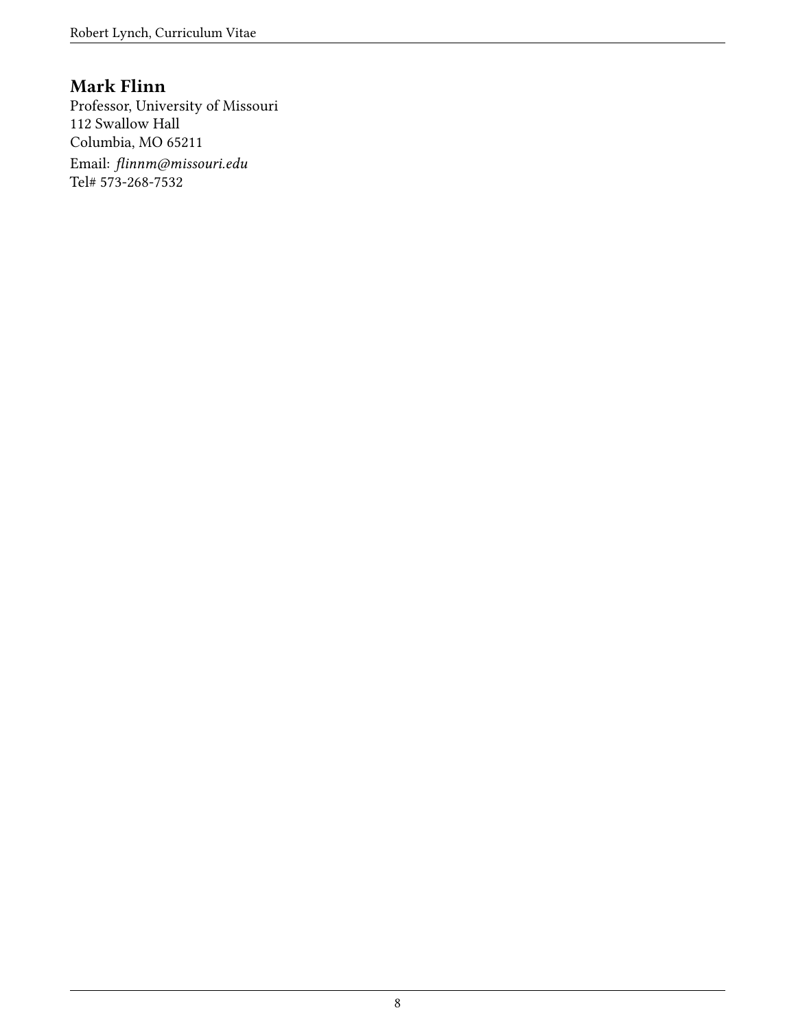**Mark Flinn**
Professor, University of Missouri
112 Swallow Hall
Columbia, MO 65211
Email: *flinnm@missouri.edu*
Tel# 573-268-7532